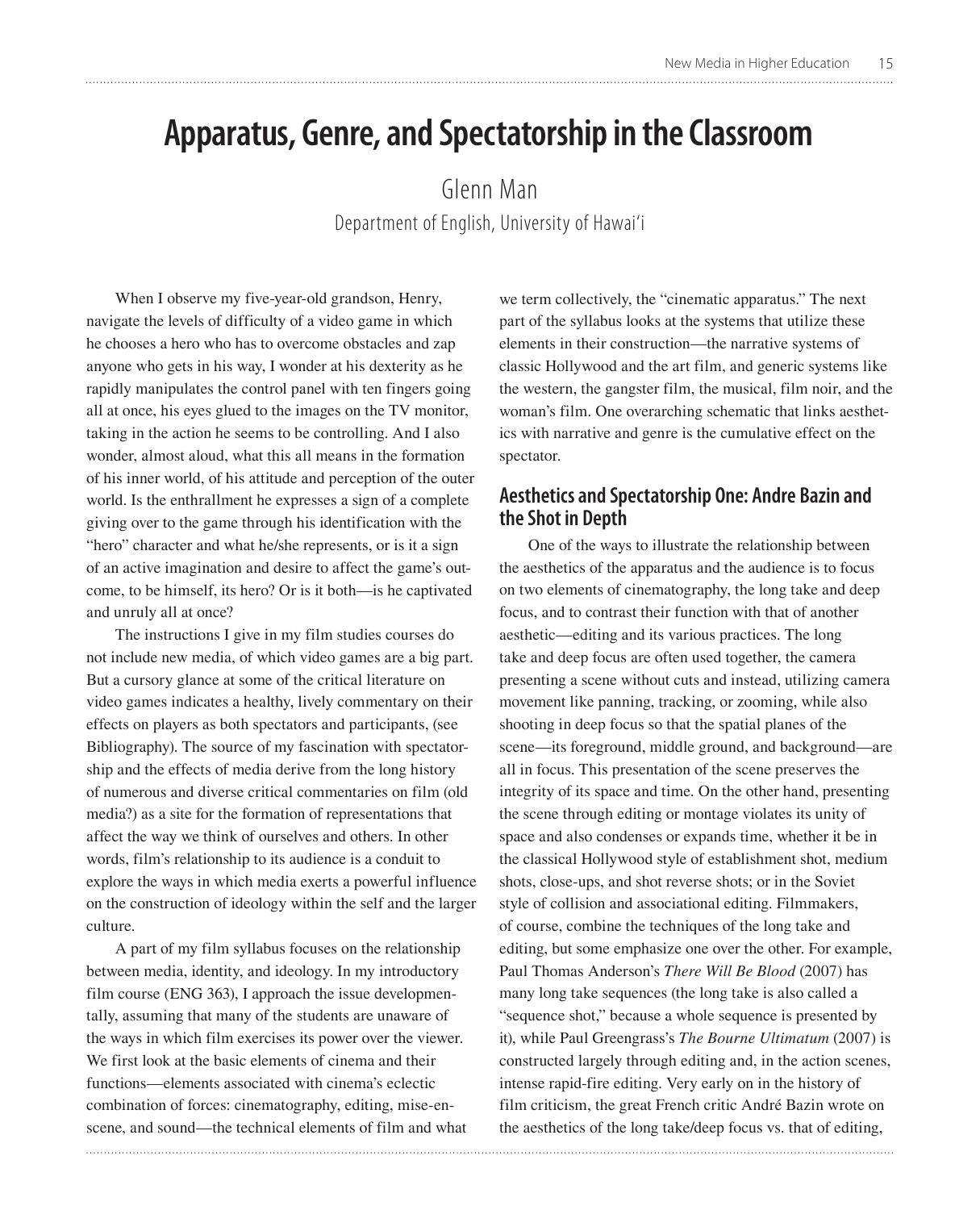# Apparatus, Genre, and Spectatorship in the Classroom

Glenn Man

Department of English, University of Hawai'i

When I observe my five-year-old grandson, Henry, navigate the levels of difficulty of a video game in which he chooses a hero who has to overcome obstacles and zap anyone who gets in his way, I wonder at his dexterity as he rapidly manipulates the control panel with ten fingers going all at once, his eyes glued to the images on the TV monitor, taking in the action he seems to be controlling. And I also wonder, almost aloud, what this all means in the formation of his inner world, of his attitude and perception of the outer world. Is the enthrallment he expresses a sign of a complete giving over to the game through his identification with the "hero" character and what he/she represents, or is it a sign of an active imagination and desire to affect the game's outcome, to be himself, its hero? Or is it both—is he captivated and unruly all at once?

The instructions I give in my film studies courses do not include new media, of which video games are a big part. But a cursory glance at some of the critical literature on video games indicates a healthy, lively commentary on their effects on players as both spectators and participants, (see Bibliography). The source of my fascination with spectatorship and the effects of media derive from the long history of numerous and diverse critical commentaries on film (old media?) as a site for the formation of representations that affect the way we think of ourselves and others. In other words, film's relationship to its audience is a conduit to explore the ways in which media exerts a powerful influence on the construction of ideology within the self and the larger culture.

A part of my film syllabus focuses on the relationship between media, identity, and ideology. In my introductory film course (ENG 363), I approach the issue developmentally, assuming that many of the students are unaware of the ways in which film exercises its power over the viewer. We first look at the basic elements of cinema and their functions—elements associated with cinema's eclectic combination of forces: cinematography, editing, mise-en-scene, and sound—the technical elements of film and what we term collectively, the "cinematic apparatus." The next part of the syllabus looks at the systems that utilize these elements in their construction—the narrative systems of classic Hollywood and the art film, and generic systems like the western, the gangster film, the musical, film noir, and the woman's film. One overarching schematic that links aesthetics with narrative and genre is the cumulative effect on the spectator.

## Aesthetics and Spectatorship One: Andre Bazin and the Shot in Depth

One of the ways to illustrate the relationship between the aesthetics of the apparatus and the audience is to focus on two elements of cinematography, the long take and deep focus, and to contrast their function with that of another aesthetic—editing and its various practices. The long take and deep focus are often used together, the camera presenting a scene without cuts and instead, utilizing camera movement like panning, tracking, or zooming, while also shooting in deep focus so that the spatial planes of the scene—its foreground, middle ground, and background—are all in focus. This presentation of the scene preserves the integrity of its space and time. On the other hand, presenting the scene through editing or montage violates its unity of space and also condenses or expands time, whether it be in the classical Hollywood style of establishment shot, medium shots, close-ups, and shot reverse shots; or in the Soviet style of collision and associational editing. Filmmakers, of course, combine the techniques of the long take and editing, but some emphasize one over the other. For example, Paul Thomas Anderson's *There Will Be Blood* (2007) has many long take sequences (the long take is also called a "sequence shot," because a whole sequence is presented by it), while Paul Greengrass's *The Bourne Ultimatum* (2007) is constructed largely through editing and, in the action scenes, intense rapid-fire editing. Very early on in the history of film criticism, the great French critic André Bazin wrote on the aesthetics of the long take/deep focus vs. that of editing,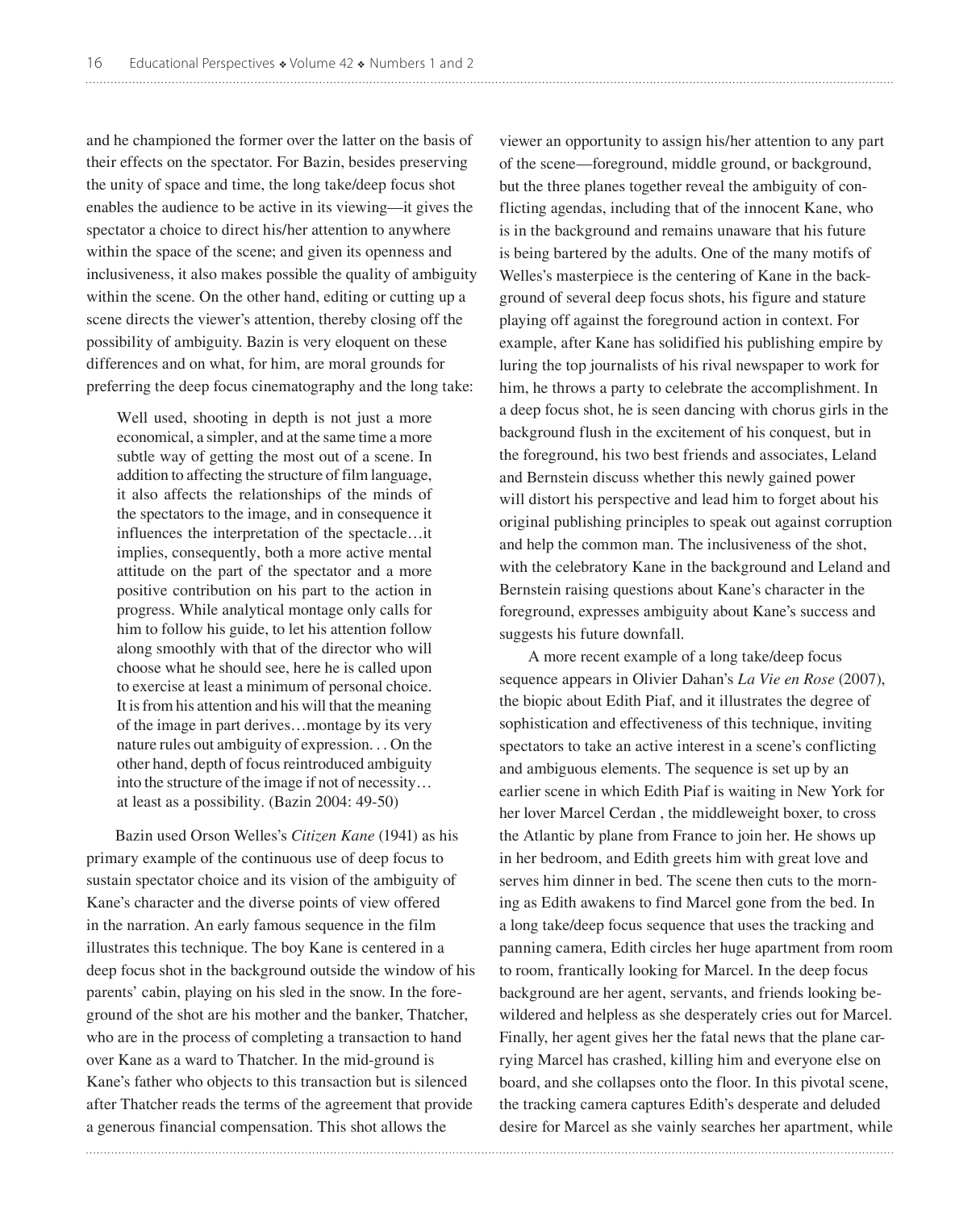and he championed the former over the latter on the basis of their effects on the spectator. For Bazin, besides preserving the unity of space and time, the long take/deep focus shot enables the audience to be active in its viewing—it gives the spectator a choice to direct his/her attention to anywhere within the space of the scene; and given its openness and inclusiveness, it also makes possible the quality of ambiguity within the scene. On the other hand, editing or cutting up a scene directs the viewer's attention, thereby closing off the possibility of ambiguity. Bazin is very eloquent on these differences and on what, for him, are moral grounds for preferring the deep focus cinematography and the long take:

> Well used, shooting in depth is not just a more economical, a simpler, and at the same time a more subtle way of getting the most out of a scene. In addition to affecting the structure of film language, it also affects the relationships of the minds of the spectators to the image, and in consequence it influences the interpretation of the spectacle…it implies, consequently, both a more active mental attitude on the part of the spectator and a more positive contribution on his part to the action in progress. While analytical montage only calls for him to follow his guide, to let his attention follow along smoothly with that of the director who will choose what he should see, here he is called upon to exercise at least a minimum of personal choice. It is from his attention and his will that the meaning of the image in part derives…montage by its very nature rules out ambiguity of expression. . . On the other hand, depth of focus reintroduced ambiguity into the structure of the image if not of necessity…at least as a possibility. (Bazin 2004: 49-50)

Bazin used Orson Welles's *Citizen Kane* (1941) as his primary example of the continuous use of deep focus to sustain spectator choice and its vision of the ambiguity of Kane's character and the diverse points of view offered in the narration. An early famous sequence in the film illustrates this technique. The boy Kane is centered in a deep focus shot in the background outside the window of his parents' cabin, playing on his sled in the snow. In the foreground of the shot are his mother and the banker, Thatcher, who are in the process of completing a transaction to hand over Kane as a ward to Thatcher. In the mid-ground is Kane's father who objects to this transaction but is silenced after Thatcher reads the terms of the agreement that provide a generous financial compensation. This shot allows the viewer an opportunity to assign his/her attention to any part of the scene—foreground, middle ground, or background, but the three planes together reveal the ambiguity of conflicting agendas, including that of the innocent Kane, who is in the background and remains unaware that his future is being bartered by the adults. One of the many motifs of Welles's masterpiece is the centering of Kane in the background of several deep focus shots, his figure and stature playing off against the foreground action in context. For example, after Kane has solidified his publishing empire by luring the top journalists of his rival newspaper to work for him, he throws a party to celebrate the accomplishment. In a deep focus shot, he is seen dancing with chorus girls in the background flush in the excitement of his conquest, but in the foreground, his two best friends and associates, Leland and Bernstein discuss whether this newly gained power will distort his perspective and lead him to forget about his original publishing principles to speak out against corruption and help the common man. The inclusiveness of the shot, with the celebratory Kane in the background and Leland and Bernstein raising questions about Kane's character in the foreground, expresses ambiguity about Kane's success and suggests his future downfall.

A more recent example of a long take/deep focus sequence appears in Olivier Dahan's *La Vie en Rose* (2007), the biopic about Edith Piaf, and it illustrates the degree of sophistication and effectiveness of this technique, inviting spectators to take an active interest in a scene's conflicting and ambiguous elements. The sequence is set up by an earlier scene in which Edith Piaf is waiting in New York for her lover Marcel Cerdan , the middleweight boxer, to cross the Atlantic by plane from France to join her. He shows up in her bedroom, and Edith greets him with great love and serves him dinner in bed. The scene then cuts to the morning as Edith awakens to find Marcel gone from the bed. In a long take/deep focus sequence that uses the tracking and panning camera, Edith circles her huge apartment from room to room, frantically looking for Marcel. In the deep focus background are her agent, servants, and friends looking bewildered and helpless as she desperately cries out for Marcel. Finally, her agent gives her the fatal news that the plane carrying Marcel has crashed, killing him and everyone else on board, and she collapses onto the floor. In this pivotal scene, the tracking camera captures Edith's desperate and deluded desire for Marcel as she vainly searches her apartment, while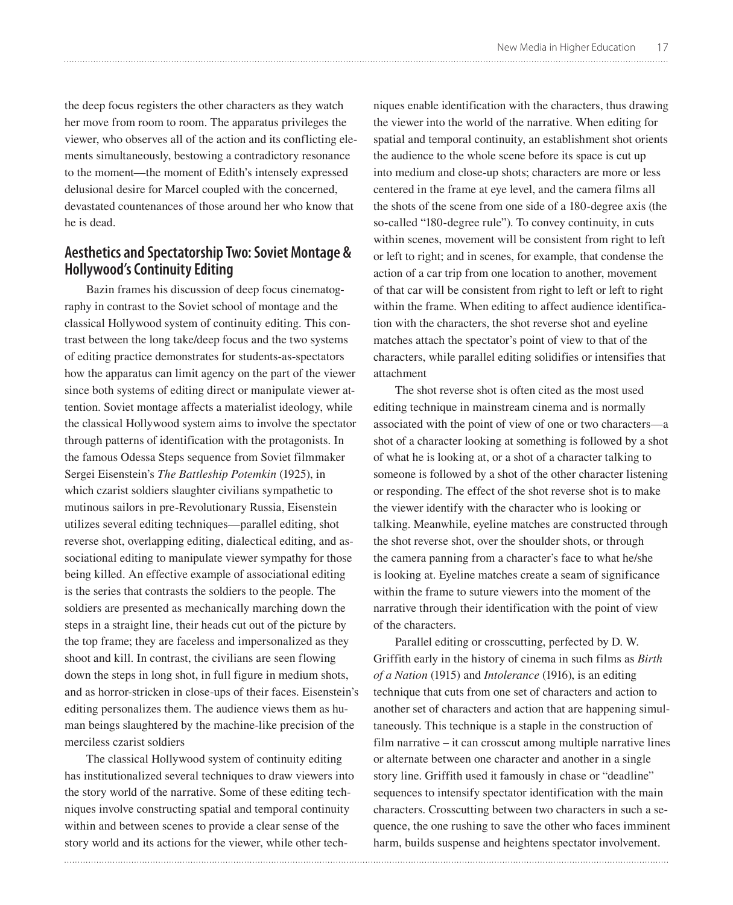the deep focus registers the other characters as they watch her move from room to room. The apparatus privileges the viewer, who observes all of the action and its conflicting elements simultaneously, bestowing a contradictory resonance to the moment—the moment of Edith's intensely expressed delusional desire for Marcel coupled with the concerned, devastated countenances of those around her who know that he is dead.

## Aesthetics and Spectatorship Two: Soviet Montage & Hollywood's Continuity Editing

Bazin frames his discussion of deep focus cinematography in contrast to the Soviet school of montage and the classical Hollywood system of continuity editing. This contrast between the long take/deep focus and the two systems of editing practice demonstrates for students-as-spectators how the apparatus can limit agency on the part of the viewer since both systems of editing direct or manipulate viewer attention. Soviet montage affects a materialist ideology, while the classical Hollywood system aims to involve the spectator through patterns of identification with the protagonists. In the famous Odessa Steps sequence from Soviet filmmaker Sergei Eisenstein's *The Battleship Potemkin* (1925), in which czarist soldiers slaughter civilians sympathetic to mutinous sailors in pre-Revolutionary Russia, Eisenstein utilizes several editing techniques—parallel editing, shot reverse shot, overlapping editing, dialectical editing, and associational editing to manipulate viewer sympathy for those being killed. An effective example of associational editing is the series that contrasts the soldiers to the people. The soldiers are presented as mechanically marching down the steps in a straight line, their heads cut out of the picture by the top frame; they are faceless and impersonalized as they shoot and kill. In contrast, the civilians are seen flowing down the steps in long shot, in full figure in medium shots, and as horror-stricken in close-ups of their faces. Eisenstein's editing personalizes them. The audience views them as human beings slaughtered by the machine-like precision of the merciless czarist soldiers

The classical Hollywood system of continuity editing has institutionalized several techniques to draw viewers into the story world of the narrative. Some of these editing techniques involve constructing spatial and temporal continuity within and between scenes to provide a clear sense of the story world and its actions for the viewer, while other techniques enable identification with the characters, thus drawing the viewer into the world of the narrative. When editing for spatial and temporal continuity, an establishment shot orients the audience to the whole scene before its space is cut up into medium and close-up shots; characters are more or less centered in the frame at eye level, and the camera films all the shots of the scene from one side of a 180-degree axis (the so-called "180-degree rule"). To convey continuity, in cuts within scenes, movement will be consistent from right to left or left to right; and in scenes, for example, that condense the action of a car trip from one location to another, movement of that car will be consistent from right to left or left to right within the frame. When editing to affect audience identification with the characters, the shot reverse shot and eyeline matches attach the spectator's point of view to that of the characters, while parallel editing solidifies or intensifies that attachment

The shot reverse shot is often cited as the most used editing technique in mainstream cinema and is normally associated with the point of view of one or two characters—a shot of a character looking at something is followed by a shot of what he is looking at, or a shot of a character talking to someone is followed by a shot of the other character listening or responding. The effect of the shot reverse shot is to make the viewer identify with the character who is looking or talking. Meanwhile, eyeline matches are constructed through the shot reverse shot, over the shoulder shots, or through the camera panning from a character's face to what he/she is looking at. Eyeline matches create a seam of significance within the frame to suture viewers into the moment of the narrative through their identification with the point of view of the characters.

Parallel editing or crosscutting, perfected by D. W. Griffith early in the history of cinema in such films as *Birth of a Nation* (1915) and *Intolerance* (1916), is an editing technique that cuts from one set of characters and action to another set of characters and action that are happening simultaneously. This technique is a staple in the construction of film narrative – it can crosscut among multiple narrative lines or alternate between one character and another in a single story line. Griffith used it famously in chase or "deadline" sequences to intensify spectator identification with the main characters. Crosscutting between two characters in such a sequence, the one rushing to save the other who faces imminent harm, builds suspense and heightens spectator involvement.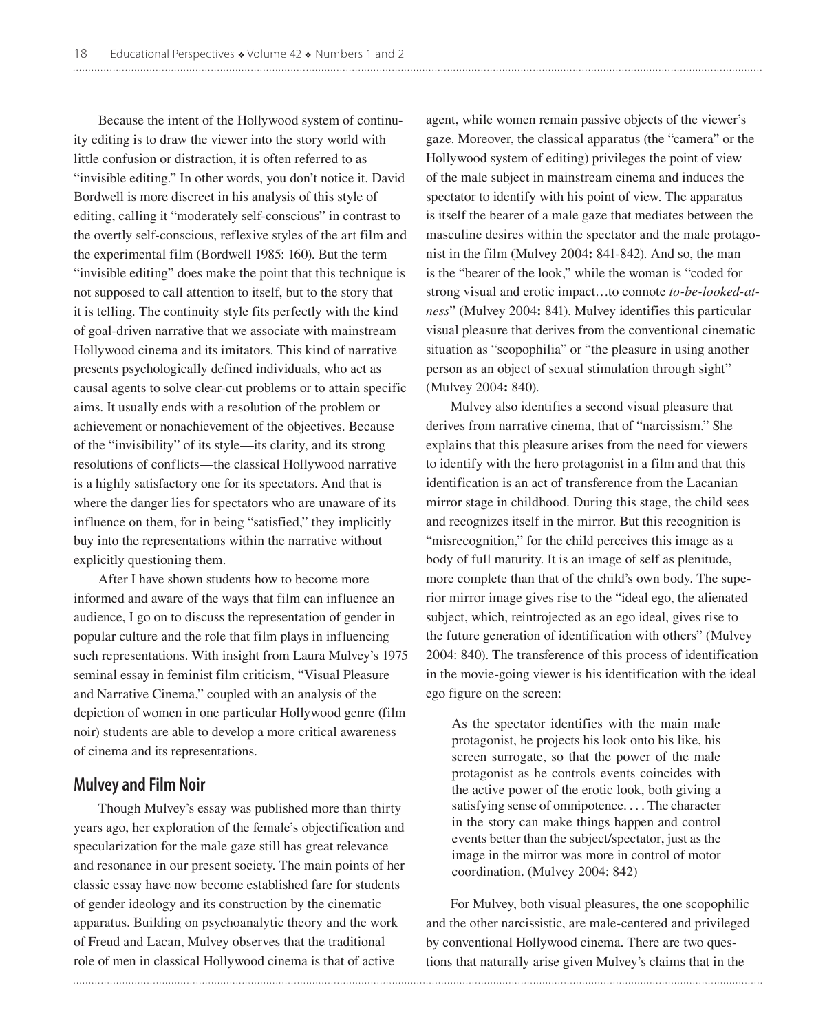Because the intent of the Hollywood system of continuity editing is to draw the viewer into the story world with little confusion or distraction, it is often referred to as "invisible editing." In other words, you don't notice it. David Bordwell is more discreet in his analysis of this style of editing, calling it "moderately self-conscious" in contrast to the overtly self-conscious, reflexive styles of the art film and the experimental film (Bordwell 1985: 160). But the term "invisible editing" does make the point that this technique is not supposed to call attention to itself, but to the story that it is telling. The continuity style fits perfectly with the kind of goal-driven narrative that we associate with mainstream Hollywood cinema and its imitators. This kind of narrative presents psychologically defined individuals, who act as causal agents to solve clear-cut problems or to attain specific aims. It usually ends with a resolution of the problem or achievement or nonachievement of the objectives. Because of the "invisibility" of its style—its clarity, and its strong resolutions of conflicts—the classical Hollywood narrative is a highly satisfactory one for its spectators. And that is where the danger lies for spectators who are unaware of its influence on them, for in being "satisfied," they implicitly buy into the representations within the narrative without explicitly questioning them.

After I have shown students how to become more informed and aware of the ways that film can influence an audience, I go on to discuss the representation of gender in popular culture and the role that film plays in influencing such representations. With insight from Laura Mulvey's 1975 seminal essay in feminist film criticism, "Visual Pleasure and Narrative Cinema," coupled with an analysis of the depiction of women in one particular Hollywood genre (film noir) students are able to develop a more critical awareness of cinema and its representations.

## Mulvey and Film Noir

Though Mulvey's essay was published more than thirty years ago, her exploration of the female's objectification and specularization for the male gaze still has great relevance and resonance in our present society. The main points of her classic essay have now become established fare for students of gender ideology and its construction by the cinematic apparatus. Building on psychoanalytic theory and the work of Freud and Lacan, Mulvey observes that the traditional role of men in classical Hollywood cinema is that of active agent, while women remain passive objects of the viewer's gaze. Moreover, the classical apparatus (the "camera" or the Hollywood system of editing) privileges the point of view of the male subject in mainstream cinema and induces the spectator to identify with his point of view. The apparatus is itself the bearer of a male gaze that mediates between the masculine desires within the spectator and the male protagonist in the film (Mulvey 2004**:** 841-842). And so, the man is the "bearer of the look," while the woman is "coded for strong visual and erotic impact…to connote *to-be-looked-at-ness*" (Mulvey 2004**:** 841). Mulvey identifies this particular visual pleasure that derives from the conventional cinematic situation as "scopophilia" or "the pleasure in using another person as an object of sexual stimulation through sight" (Mulvey 2004**:** 840).

Mulvey also identifies a second visual pleasure that derives from narrative cinema, that of "narcissism." She explains that this pleasure arises from the need for viewers to identify with the hero protagonist in a film and that this identification is an act of transference from the Lacanian mirror stage in childhood. During this stage, the child sees and recognizes itself in the mirror. But this recognition is "misrecognition," for the child perceives this image as a body of full maturity. It is an image of self as plenitude, more complete than that of the child's own body. The superior mirror image gives rise to the "ideal ego, the alienated subject, which, reintrojected as an ego ideal, gives rise to the future generation of identification with others" (Mulvey 2004: 840). The transference of this process of identification in the movie-going viewer is his identification with the ideal ego figure on the screen:

> As the spectator identifies with the main male protagonist, he projects his look onto his like, his screen surrogate, so that the power of the male protagonist as he controls events coincides with the active power of the erotic look, both giving a satisfying sense of omnipotence. . . . The character in the story can make things happen and control events better than the subject/spectator, just as the image in the mirror was more in control of motor coordination. (Mulvey 2004: 842)

For Mulvey, both visual pleasures, the one scopophilic and the other narcissistic, are male-centered and privileged by conventional Hollywood cinema. There are two questions that naturally arise given Mulvey's claims that in the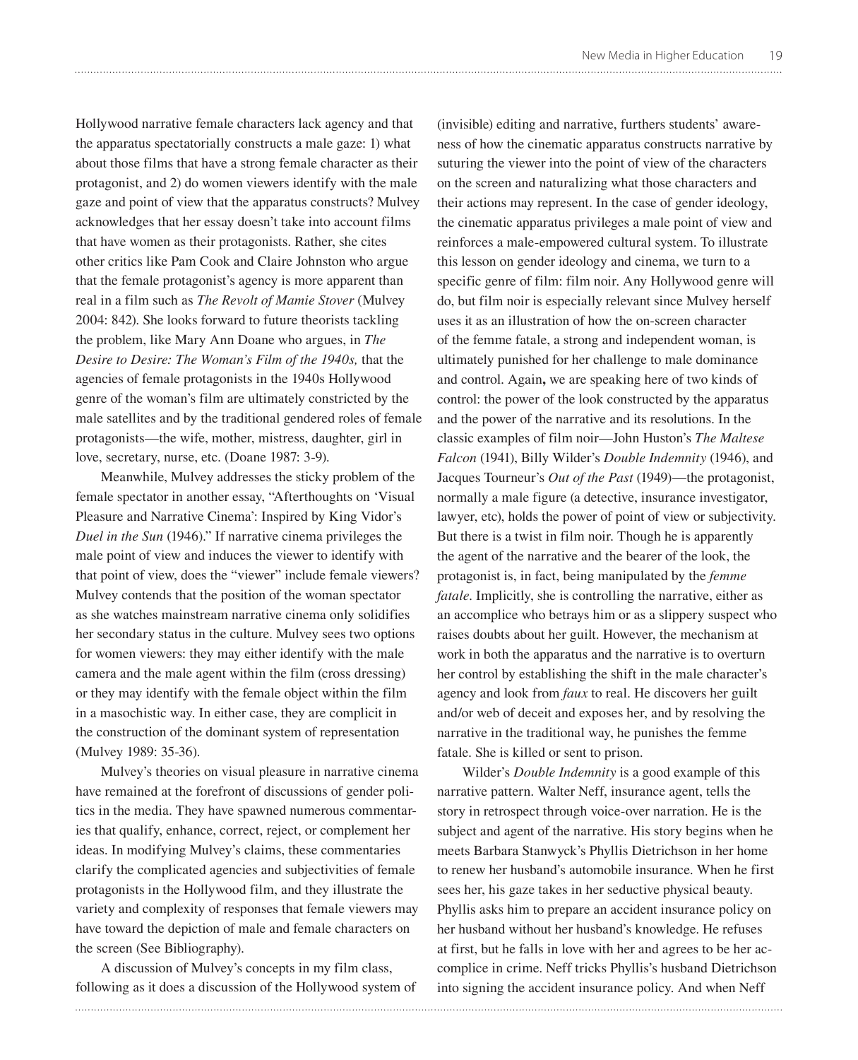Hollywood narrative female characters lack agency and that the apparatus spectatorially constructs a male gaze: 1) what about those films that have a strong female character as their protagonist, and 2) do women viewers identify with the male gaze and point of view that the apparatus constructs? Mulvey acknowledges that her essay doesn't take into account films that have women as their protagonists. Rather, she cites other critics like Pam Cook and Claire Johnston who argue that the female protagonist's agency is more apparent than real in a film such as *The Revolt of Mamie Stover* (Mulvey 2004: 842). She looks forward to future theorists tackling the problem, like Mary Ann Doane who argues, in *The Desire to Desire: The Woman's Film of the 1940s,* that the agencies of female protagonists in the 1940s Hollywood genre of the woman's film are ultimately constricted by the male satellites and by the traditional gendered roles of female protagonists—the wife, mother, mistress, daughter, girl in love, secretary, nurse, etc. (Doane 1987: 3-9).

Meanwhile, Mulvey addresses the sticky problem of the female spectator in another essay, "Afterthoughts on 'Visual Pleasure and Narrative Cinema': Inspired by King Vidor's *Duel in the Sun* (1946)." If narrative cinema privileges the male point of view and induces the viewer to identify with that point of view, does the "viewer" include female viewers? Mulvey contends that the position of the woman spectator as she watches mainstream narrative cinema only solidifies her secondary status in the culture. Mulvey sees two options for women viewers: they may either identify with the male camera and the male agent within the film (cross dressing) or they may identify with the female object within the film in a masochistic way. In either case, they are complicit in the construction of the dominant system of representation (Mulvey 1989: 35-36).

Mulvey's theories on visual pleasure in narrative cinema have remained at the forefront of discussions of gender politics in the media. They have spawned numerous commentaries that qualify, enhance, correct, reject, or complement her ideas. In modifying Mulvey's claims, these commentaries clarify the complicated agencies and subjectivities of female protagonists in the Hollywood film, and they illustrate the variety and complexity of responses that female viewers may have toward the depiction of male and female characters on the screen (See Bibliography).

A discussion of Mulvey's concepts in my film class, following as it does a discussion of the Hollywood system of (invisible) editing and narrative, furthers students' awareness of how the cinematic apparatus constructs narrative by suturing the viewer into the point of view of the characters on the screen and naturalizing what those characters and their actions may represent. In the case of gender ideology, the cinematic apparatus privileges a male point of view and reinforces a male-empowered cultural system. To illustrate this lesson on gender ideology and cinema, we turn to a specific genre of film: film noir. Any Hollywood genre will do, but film noir is especially relevant since Mulvey herself uses it as an illustration of how the on-screen character of the femme fatale, a strong and independent woman, is ultimately punished for her challenge to male dominance and control. Again**,** we are speaking here of two kinds of control: the power of the look constructed by the apparatus and the power of the narrative and its resolutions. In the classic examples of film noir—John Huston's *The Maltese Falcon* (1941), Billy Wilder's *Double Indemnity* (1946), and Jacques Tourneur's *Out of the Past* (1949)—the protagonist, normally a male figure (a detective, insurance investigator, lawyer, etc), holds the power of point of view or subjectivity. But there is a twist in film noir. Though he is apparently the agent of the narrative and the bearer of the look, the protagonist is, in fact, being manipulated by the *femme fatale*. Implicitly, she is controlling the narrative, either as an accomplice who betrays him or as a slippery suspect who raises doubts about her guilt. However, the mechanism at work in both the apparatus and the narrative is to overturn her control by establishing the shift in the male character's agency and look from *faux* to real. He discovers her guilt and/or web of deceit and exposes her, and by resolving the narrative in the traditional way, he punishes the femme fatale. She is killed or sent to prison.

Wilder's *Double Indemnity* is a good example of this narrative pattern. Walter Neff, insurance agent, tells the story in retrospect through voice-over narration. He is the subject and agent of the narrative. His story begins when he meets Barbara Stanwyck's Phyllis Dietrichson in her home to renew her husband's automobile insurance. When he first sees her, his gaze takes in her seductive physical beauty. Phyllis asks him to prepare an accident insurance policy on her husband without her husband's knowledge. He refuses at first, but he falls in love with her and agrees to be her accomplice in crime. Neff tricks Phyllis's husband Dietrichson into signing the accident insurance policy. And when Neff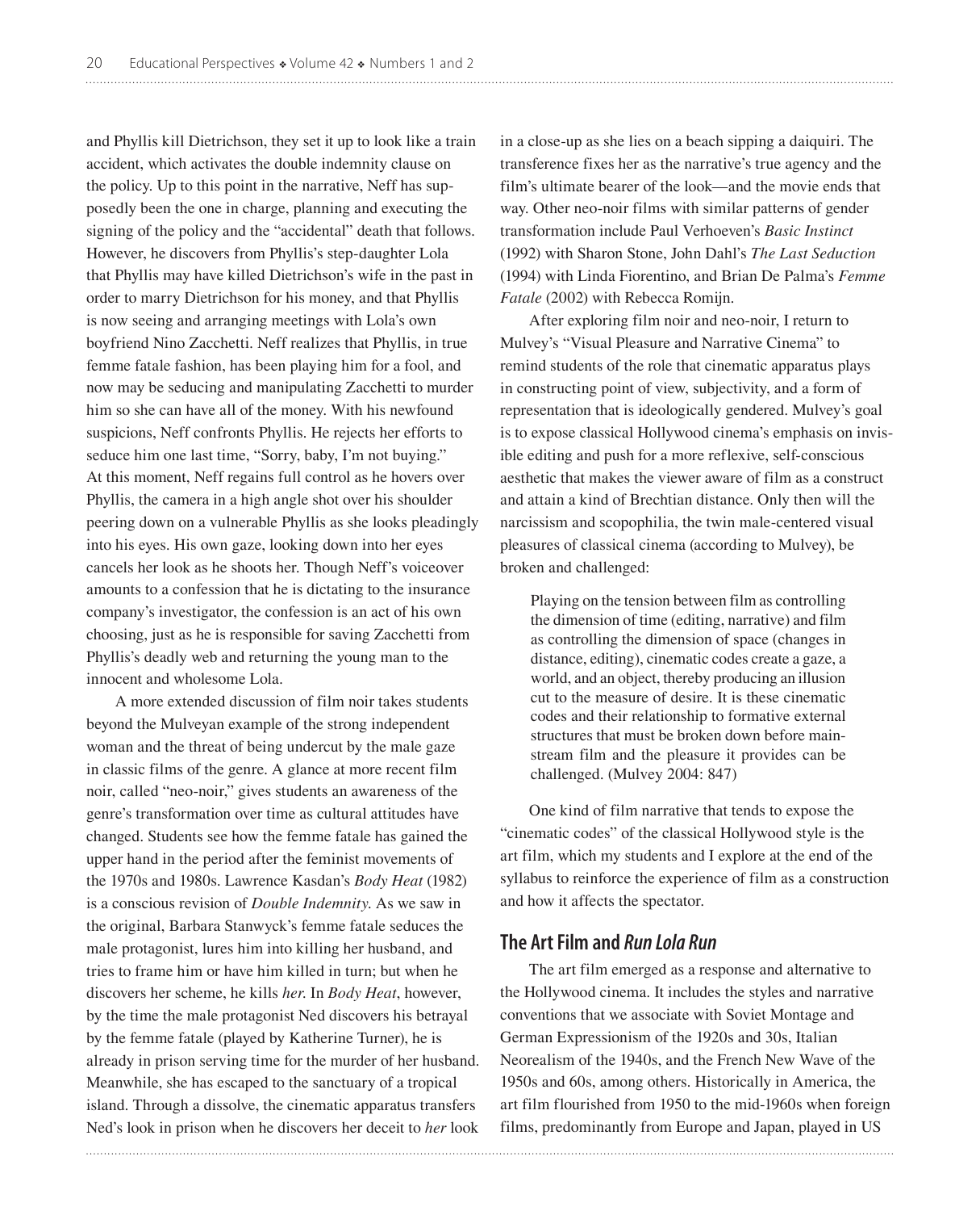and Phyllis kill Dietrichson, they set it up to look like a train accident, which activates the double indemnity clause on the policy. Up to this point in the narrative, Neff has supposedly been the one in charge, planning and executing the signing of the policy and the "accidental" death that follows. However, he discovers from Phyllis's step-daughter Lola that Phyllis may have killed Dietrichson's wife in the past in order to marry Dietrichson for his money, and that Phyllis is now seeing and arranging meetings with Lola's own boyfriend Nino Zacchetti. Neff realizes that Phyllis, in true femme fatale fashion, has been playing him for a fool, and now may be seducing and manipulating Zacchetti to murder him so she can have all of the money. With his newfound suspicions, Neff confronts Phyllis. He rejects her efforts to seduce him one last time, "Sorry, baby, I'm not buying." At this moment, Neff regains full control as he hovers over Phyllis, the camera in a high angle shot over his shoulder peering down on a vulnerable Phyllis as she looks pleadingly into his eyes. His own gaze, looking down into her eyes cancels her look as he shoots her. Though Neff's voiceover amounts to a confession that he is dictating to the insurance company's investigator, the confession is an act of his own choosing, just as he is responsible for saving Zacchetti from Phyllis's deadly web and returning the young man to the innocent and wholesome Lola.

A more extended discussion of film noir takes students beyond the Mulveyan example of the strong independent woman and the threat of being undercut by the male gaze in classic films of the genre. A glance at more recent film noir, called "neo-noir," gives students an awareness of the genre's transformation over time as cultural attitudes have changed. Students see how the femme fatale has gained the upper hand in the period after the feminist movements of the 1970s and 1980s. Lawrence Kasdan's *Body Heat* (1982) is a conscious revision of *Double Indemnity*. As we saw in the original, Barbara Stanwyck's femme fatale seduces the male protagonist, lures him into killing her husband, and tries to frame him or have him killed in turn; but when he discovers her scheme, he kills *her*. In *Body Heat*, however, by the time the male protagonist Ned discovers his betrayal by the femme fatale (played by Katherine Turner), he is already in prison serving time for the murder of her husband. Meanwhile, she has escaped to the sanctuary of a tropical island. Through a dissolve, the cinematic apparatus transfers Ned's look in prison when he discovers her deceit to *her* look in a close-up as she lies on a beach sipping a daiquiri. The transference fixes her as the narrative's true agency and the film's ultimate bearer of the look—and the movie ends that way. Other neo-noir films with similar patterns of gender transformation include Paul Verhoeven's *Basic Instinct* (1992) with Sharon Stone, John Dahl's *The Last Seduction* (1994) with Linda Fiorentino, and Brian De Palma's *Femme Fatale* (2002) with Rebecca Romijn.

After exploring film noir and neo-noir, I return to Mulvey's "Visual Pleasure and Narrative Cinema" to remind students of the role that cinematic apparatus plays in constructing point of view, subjectivity, and a form of representation that is ideologically gendered. Mulvey's goal is to expose classical Hollywood cinema's emphasis on invisible editing and push for a more reflexive, self-conscious aesthetic that makes the viewer aware of film as a construct and attain a kind of Brechtian distance. Only then will the narcissism and scopophilia, the twin male-centered visual pleasures of classical cinema (according to Mulvey), be broken and challenged:

> Playing on the tension between film as controlling the dimension of time (editing, narrative) and film as controlling the dimension of space (changes in distance, editing), cinematic codes create a gaze, a world, and an object, thereby producing an illusion cut to the measure of desire. It is these cinematic codes and their relationship to formative external structures that must be broken down before mainstream film and the pleasure it provides can be challenged. (Mulvey 2004: 847)

One kind of film narrative that tends to expose the "cinematic codes" of the classical Hollywood style is the art film, which my students and I explore at the end of the syllabus to reinforce the experience of film as a construction and how it affects the spectator.

## The Art Film and *Run Lola Run*

The art film emerged as a response and alternative to the Hollywood cinema. It includes the styles and narrative conventions that we associate with Soviet Montage and German Expressionism of the 1920s and 30s, Italian Neorealism of the 1940s, and the French New Wave of the 1950s and 60s, among others. Historically in America, the art film flourished from 1950 to the mid-1960s when foreign films, predominantly from Europe and Japan, played in US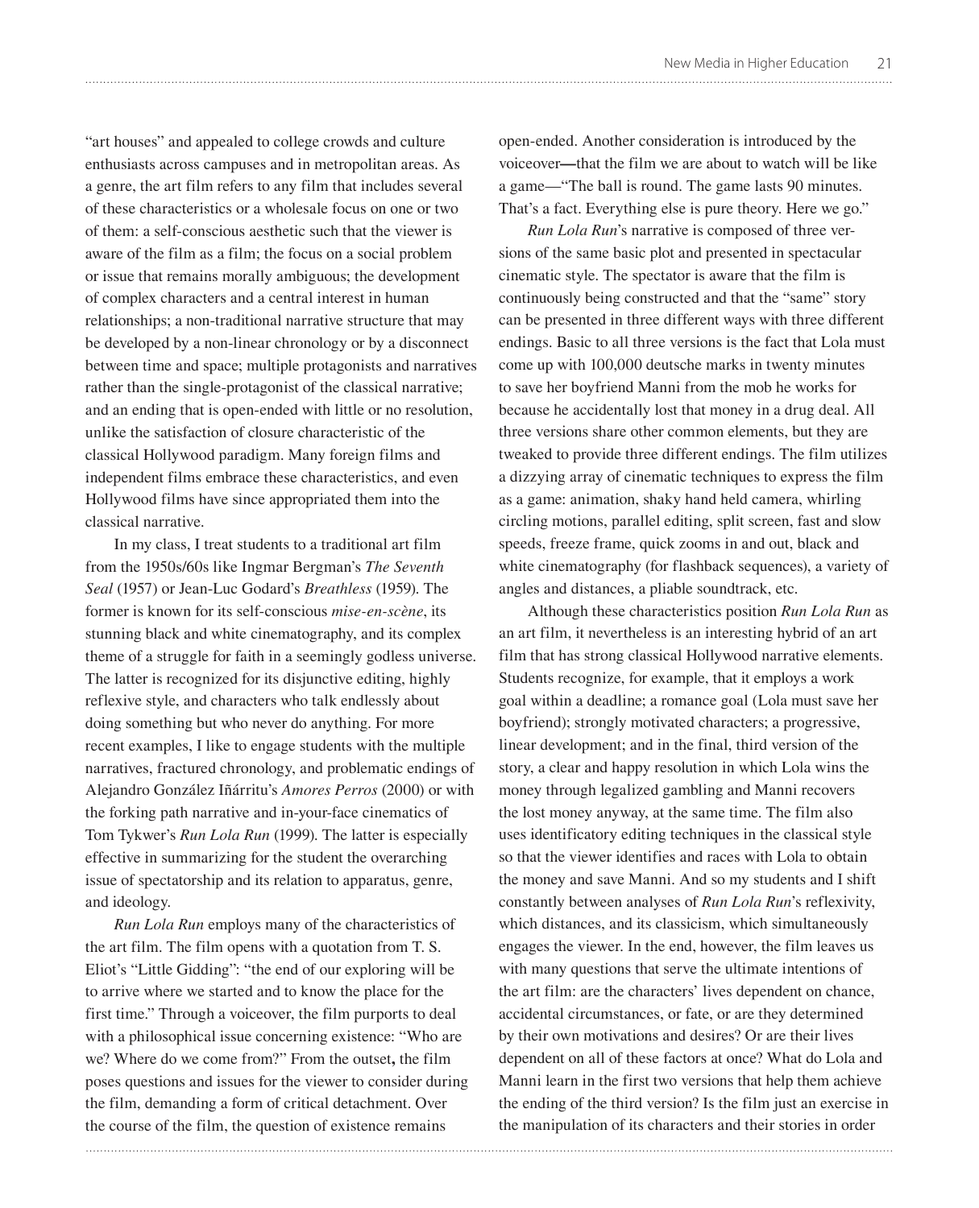"art houses" and appealed to college crowds and culture enthusiasts across campuses and in metropolitan areas. As a genre, the art film refers to any film that includes several of these characteristics or a wholesale focus on one or two of them: a self-conscious aesthetic such that the viewer is aware of the film as a film; the focus on a social problem or issue that remains morally ambiguous; the development of complex characters and a central interest in human relationships; a non-traditional narrative structure that may be developed by a non-linear chronology or by a disconnect between time and space; multiple protagonists and narratives rather than the single-protagonist of the classical narrative; and an ending that is open-ended with little or no resolution, unlike the satisfaction of closure characteristic of the classical Hollywood paradigm. Many foreign films and independent films embrace these characteristics, and even Hollywood films have since appropriated them into the classical narrative.

In my class, I treat students to a traditional art film from the 1950s/60s like Ingmar Bergman's *The Seventh Seal* (1957) or Jean-Luc Godard's *Breathless* (1959). The former is known for its self-conscious *mise-en-scène*, its stunning black and white cinematography, and its complex theme of a struggle for faith in a seemingly godless universe. The latter is recognized for its disjunctive editing, highly reflexive style, and characters who talk endlessly about doing something but who never do anything. For more recent examples, I like to engage students with the multiple narratives, fractured chronology, and problematic endings of Alejandro González Iñárritu's *Amores Perros* (2000) or with the forking path narrative and in-your-face cinematics of Tom Tykwer's *Run Lola Run* (1999). The latter is especially effective in summarizing for the student the overarching issue of spectatorship and its relation to apparatus, genre, and ideology.

*Run Lola Run* employs many of the characteristics of the art film. The film opens with a quotation from T. S. Eliot's "Little Gidding": "the end of our exploring will be to arrive where we started and to know the place for the first time." Through a voiceover, the film purports to deal with a philosophical issue concerning existence: "Who are we? Where do we come from?" From the outset**,** the film poses questions and issues for the viewer to consider during the film, demanding a form of critical detachment. Over the course of the film, the question of existence remains open-ended. Another consideration is introduced by the voiceover**—**that the film we are about to watch will be like a game—"The ball is round. The game lasts 90 minutes. That's a fact. Everything else is pure theory. Here we go."

*Run Lola Run*'s narrative is composed of three versions of the same basic plot and presented in spectacular cinematic style. The spectator is aware that the film is continuously being constructed and that the "same" story can be presented in three different ways with three different endings. Basic to all three versions is the fact that Lola must come up with 100,000 deutsche marks in twenty minutes to save her boyfriend Manni from the mob he works for because he accidentally lost that money in a drug deal. All three versions share other common elements, but they are tweaked to provide three different endings. The film utilizes a dizzying array of cinematic techniques to express the film as a game: animation, shaky hand held camera, whirling circling motions, parallel editing, split screen, fast and slow speeds, freeze frame, quick zooms in and out, black and white cinematography (for flashback sequences), a variety of angles and distances, a pliable soundtrack, etc.

Although these characteristics position *Run Lola Run* as an art film, it nevertheless is an interesting hybrid of an art film that has strong classical Hollywood narrative elements. Students recognize, for example, that it employs a work goal within a deadline; a romance goal (Lola must save her boyfriend); strongly motivated characters; a progressive, linear development; and in the final, third version of the story, a clear and happy resolution in which Lola wins the money through legalized gambling and Manni recovers the lost money anyway, at the same time. The film also uses identificatory editing techniques in the classical style so that the viewer identifies and races with Lola to obtain the money and save Manni. And so my students and I shift constantly between analyses of *Run Lola Run*'s reflexivity, which distances, and its classicism, which simultaneously engages the viewer. In the end, however, the film leaves us with many questions that serve the ultimate intentions of the art film: are the characters' lives dependent on chance, accidental circumstances, or fate, or are they determined by their own motivations and desires? Or are their lives dependent on all of these factors at once? What do Lola and Manni learn in the first two versions that help them achieve the ending of the third version? Is the film just an exercise in the manipulation of its characters and their stories in order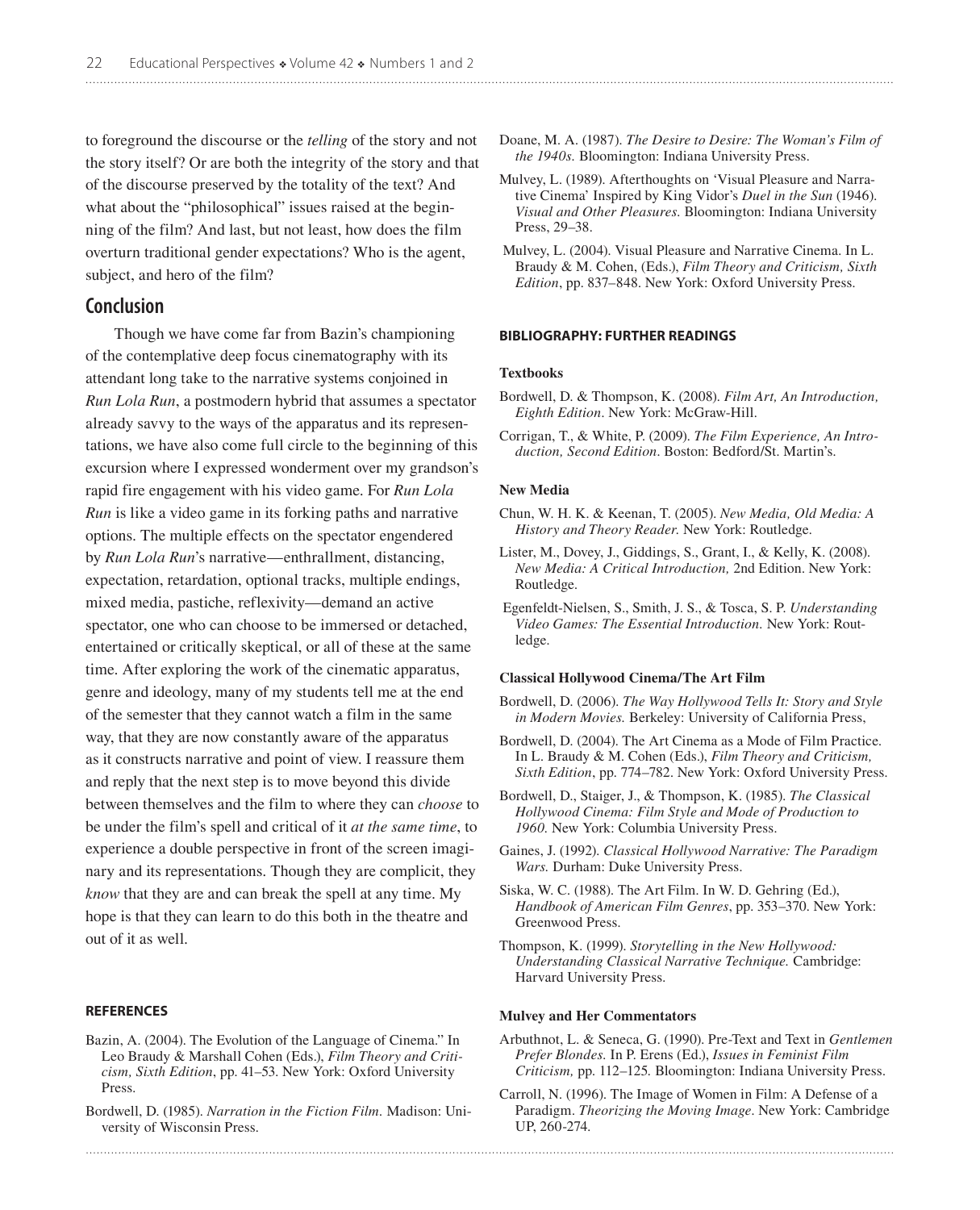to foreground the discourse or the *telling* of the story and not the story itself? Or are both the integrity of the story and that of the discourse preserved by the totality of the text? And what about the "philosophical" issues raised at the beginning of the film? And last, but not least, how does the film overturn traditional gender expectations? Who is the agent, subject, and hero of the film?

## Conclusion

Though we have come far from Bazin's championing of the contemplative deep focus cinematography with its attendant long take to the narrative systems conjoined in *Run Lola Run*, a postmodern hybrid that assumes a spectator already savvy to the ways of the apparatus and its representations, we have also come full circle to the beginning of this excursion where I expressed wonderment over my grandson's rapid fire engagement with his video game. For *Run Lola Run* is like a video game in its forking paths and narrative options. The multiple effects on the spectator engendered by *Run Lola Run*'s narrative—enthrallment, distancing, expectation, retardation, optional tracks, multiple endings, mixed media, pastiche, reflexivity—demand an active spectator, one who can choose to be immersed or detached, entertained or critically skeptical, or all of these at the same time. After exploring the work of the cinematic apparatus, genre and ideology, many of my students tell me at the end of the semester that they cannot watch a film in the same way, that they are now constantly aware of the apparatus as it constructs narrative and point of view. I reassure them and reply that the next step is to move beyond this divide between themselves and the film to where they can *choose* to be under the film's spell and critical of it *at the same time*, to experience a double perspective in front of the screen imaginary and its representations. Though they are complicit, they *know* that they are and can break the spell at any time. My hope is that they can learn to do this both in the theatre and out of it as well.

### REFERENCES

Bazin, A. (2004). The Evolution of the Language of Cinema." In Leo Braudy & Marshall Cohen (Eds.), *Film Theory and Criticism, Sixth Edition*, pp. 41–53. New York: Oxford University Press.

Bordwell, D. (1985). *Narration in the Fiction Film*. Madison: University of Wisconsin Press.

Doane, M. A. (1987). *The Desire to Desire: The Woman's Film of the 1940s.* Bloomington: Indiana University Press.

Mulvey, L. (1989). Afterthoughts on 'Visual Pleasure and Narrative Cinema' Inspired by King Vidor's *Duel in the Sun* (1946). *Visual and Other Pleasures.* Bloomington: Indiana University Press, 29–38.

Mulvey, L. (2004). Visual Pleasure and Narrative Cinema. In L. Braudy & M. Cohen, (Eds.), *Film Theory and Criticism, Sixth Edition*, pp. 837–848. New York: Oxford University Press.

### BIBLIOGRAPHY: FURTHER READINGS

**Textbooks**

Bordwell, D. & Thompson, K. (2008). *Film Art, An Introduction, Eighth Edition*. New York: McGraw-Hill.

Corrigan, T., & White, P. (2009). *The Film Experience, An Introduction, Second Edition*. Boston: Bedford/St. Martin's.

**New Media**

Chun, W. H. K. & Keenan, T. (2005). *New Media, Old Media: A History and Theory Reader.* New York: Routledge.

Lister, M., Dovey, J., Giddings, S., Grant, I., & Kelly, K. (2008). *New Media: A Critical Introduction,* 2nd Edition. New York: Routledge.

Egenfeldt-Nielsen, S., Smith, J. S., & Tosca, S. P. *Understanding Video Games: The Essential Introduction.* New York: Routledge.

**Classical Hollywood Cinema/The Art Film**

Bordwell, D. (2006). *The Way Hollywood Tells It: Story and Style in Modern Movies.* Berkeley: University of California Press,

Bordwell, D. (2004). The Art Cinema as a Mode of Film Practice. In L. Braudy & M. Cohen (Eds.), *Film Theory and Criticism, Sixth Edition*, pp. 774–782. New York: Oxford University Press.

Bordwell, D., Staiger, J., & Thompson, K. (1985). *The Classical Hollywood Cinema: Film Style and Mode of Production to 1960.* New York: Columbia University Press.

Gaines, J. (1992). *Classical Hollywood Narrative: The Paradigm Wars.* Durham: Duke University Press.

Siska, W. C. (1988). The Art Film. In W. D. Gehring (Ed.), *Handbook of American Film Genres*, pp. 353–370. New York: Greenwood Press.

Thompson, K. (1999). *Storytelling in the New Hollywood: Understanding Classical Narrative Technique.* Cambridge: Harvard University Press.

**Mulvey and Her Commentators**

Arbuthnot, L. & Seneca, G. (1990). Pre-Text and Text in *Gentlemen Prefer Blondes.* In P. Erens (Ed.), *Issues in Feminist Film Criticism,* pp. 112–125*.* Bloomington: Indiana University Press.

Carroll, N. (1996). The Image of Women in Film: A Defense of a Paradigm. *Theorizing the Moving Image*. New York: Cambridge UP, 260-274.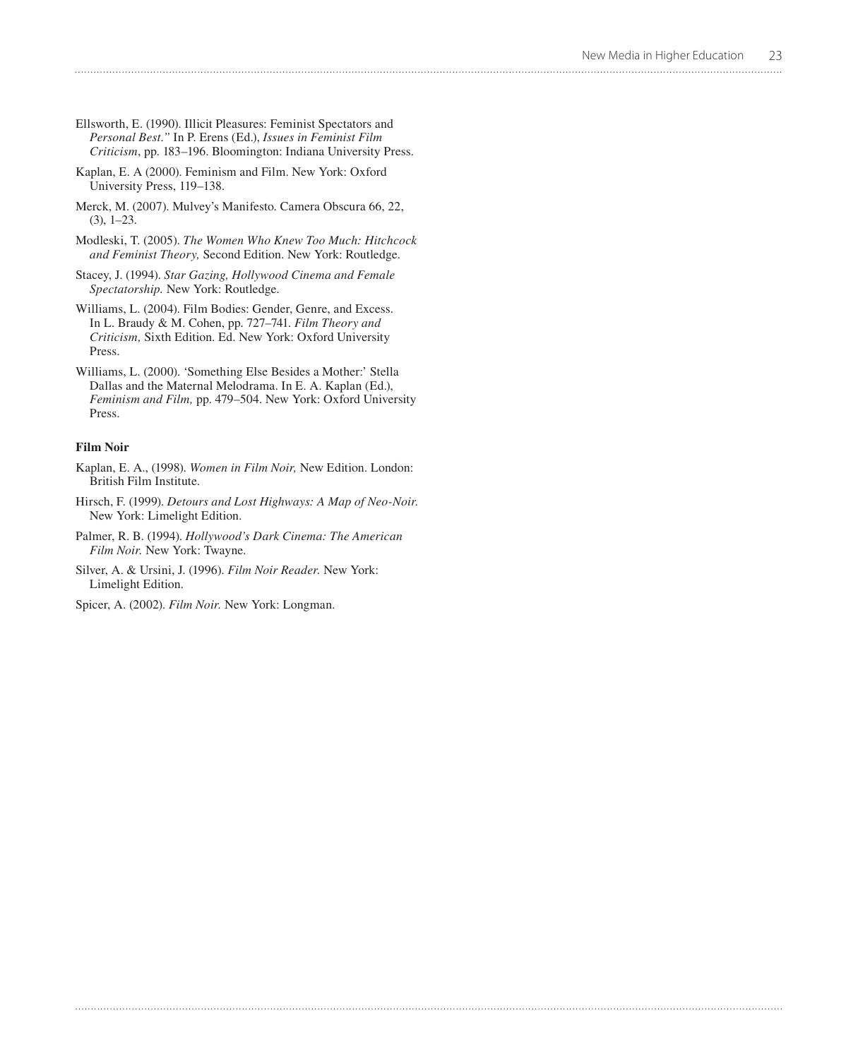Ellsworth, E. (1990). Illicit Pleasures: Feminist Spectators and *Personal Best."* In P. Erens (Ed.), *Issues in Feminist Film Criticism*, pp. 183–196. Bloomington: Indiana University Press.

Kaplan, E. A (2000). Feminism and Film. New York: Oxford University Press, 119–138.

Merck, M. (2007). Mulvey's Manifesto. Camera Obscura 66, 22, (3), 1–23.

Modleski, T. (2005). *The Women Who Knew Too Much: Hitchcock and Feminist Theory,* Second Edition. New York: Routledge.

Stacey, J. (1994). *Star Gazing, Hollywood Cinema and Female Spectatorship.* New York: Routledge.

Williams, L. (2004). Film Bodies: Gender, Genre, and Excess. In L. Braudy & M. Cohen, pp. 727–741. *Film Theory and Criticism,* Sixth Edition. Ed. New York: Oxford University Press.

Williams, L. (2000). 'Something Else Besides a Mother:' Stella Dallas and the Maternal Melodrama. In E. A. Kaplan (Ed.), *Feminism and Film,* pp. 479–504. New York: Oxford University Press.

**Film Noir**

Kaplan, E. A., (1998). *Women in Film Noir,* New Edition. London: British Film Institute.

Hirsch, F. (1999). *Detours and Lost Highways: A Map of Neo-Noir.* New York: Limelight Edition.

Palmer, R. B. (1994). *Hollywood's Dark Cinema: The American Film Noir.* New York: Twayne.

Silver, A. & Ursini, J. (1996). *Film Noir Reader.* New York: Limelight Edition.

Spicer, A. (2002). *Film Noir.* New York: Longman.